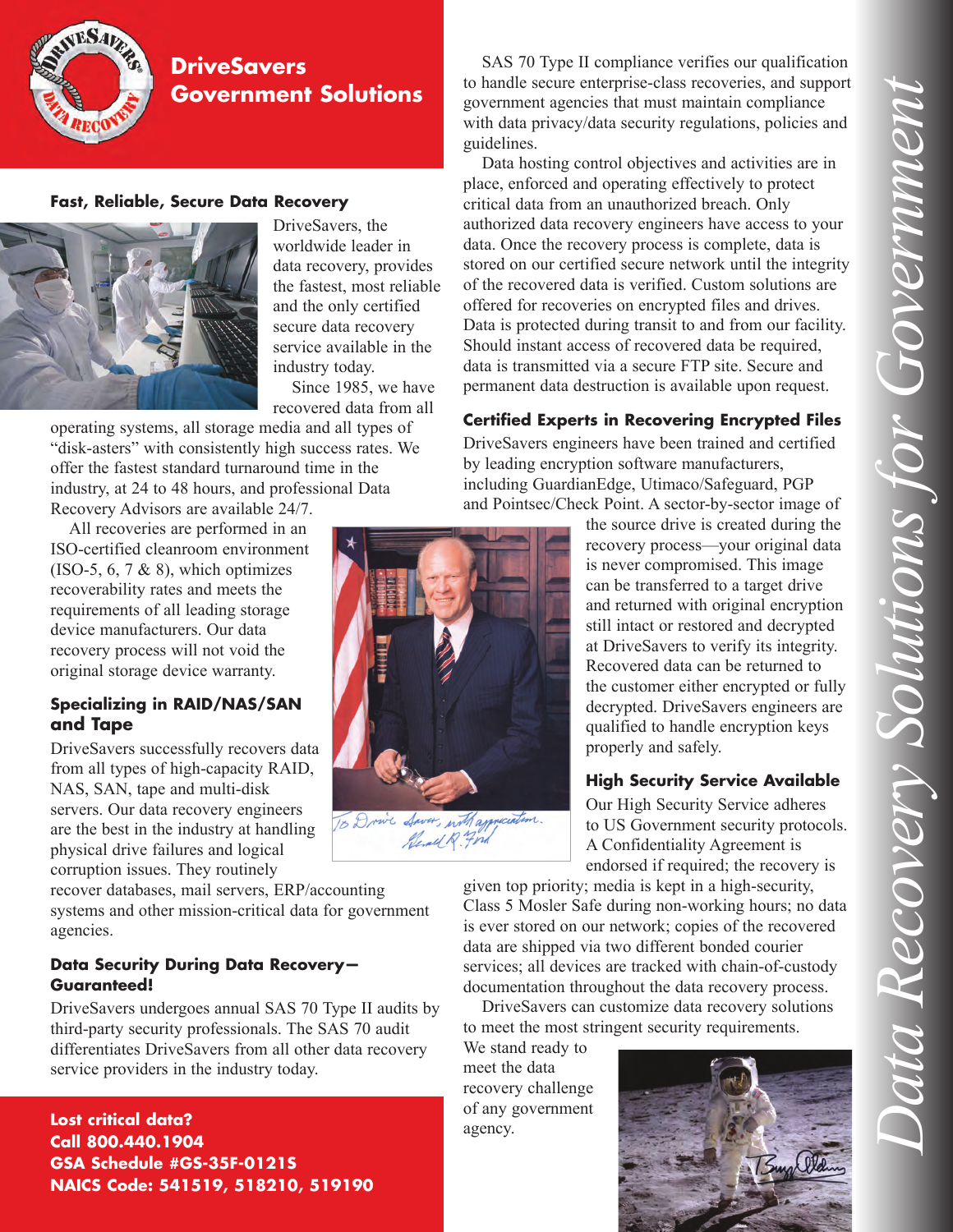# DriveSavers Government Solutions

## Fast, Reliable, Secure Data Recovery

DriveSavers, the worldwide leader in data recovery, provides the fastest, most reliable and the only certified secure data recovery service available in the industry today.

Since 1985, we have recovered data from all operating systems, all storage media and all types of "disk-asters" with consistently high success rates. We offer the fastest standard turnaround time in the industry, at 24 to 48 hours, and professional Data Recovery Advisors are available 24/7.

All recoveries are performed in an ISO-certified cleanroom environment (ISO-5, 6, 7 & 8), which optimizes recoverability rates and meets the requirements of all leading storage device manufacturers. Our data recovery process will not void the original storage device warranty.

## Specializing in RAID/NAS/SAN and Tape

DriveSavers successfully recovers data from all types of high-capacity RAID, NAS, SAN, tape and multi-disk servers. Our data recovery engineers are the best in the industry at handling physical drive failures and logical corruption issues. They routinely recover databases, mail servers, ERP/accounting systems and other mission-critical data for government agencies.

## Data Security During Data Recovery—Guaranteed!

DriveSavers undergoes annual SAS 70 Type II audits by third-party security professionals. The SAS 70 audit differentiates DriveSavers from all other data recovery service providers in the industry today.

SAS 70 Type II compliance verifies our qualification to handle secure enterprise-class recoveries, and support government agencies that must maintain compliance with data privacy/data security regulations, policies and guidelines.

Data hosting control objectives and activities are in place, enforced and operating effectively to protect critical data from an unauthorized breach. Only authorized data recovery engineers have access to your data. Once the recovery process is complete, data is stored on our certified secure network until the integrity of the recovered data is verified. Custom solutions are offered for recoveries on encrypted files and drives. Data is protected during transit to and from our facility. Should instant access of recovered data be required, data is transmitted via a secure FTP site. Secure and permanent data destruction is available upon request.

## Certified Experts in Recovering Encrypted Files

DriveSavers engineers have been trained and certified by leading encryption software manufacturers, including GuardianEdge, Utimaco/Safeguard, PGP and Pointsec/Check Point. A sector-by-sector image of the source drive is created during the recovery process—your original data is never compromised. This image can be transferred to a target drive and returned with original encryption still intact or restored and decrypted at DriveSavers to verify its integrity. Recovered data can be returned to the customer either encrypted or fully decrypted. DriveSavers engineers are qualified to handle encryption keys properly and safely.

To Drive Savers, with appreciation.
Gerald R. Ford

## High Security Service Available

Our High Security Service adheres to US Government security protocols. A Confidentiality Agreement is endorsed if required; the recovery is given top priority; media is kept in a high-security, Class 5 Mosler Safe during non-working hours; no data is ever stored on our network; copies of the recovered data are shipped via two different bonded courier services; all devices are tracked with chain-of-custody documentation throughout the data recovery process.

DriveSavers can customize data recovery solutions to meet the most stringent security requirements.

We stand ready to meet the data recovery challenge of any government agency.

**Lost critical data?**
**Call 800.440.1904**
**GSA Schedule #GS-35F-0121S**
**NAICS Code: 541519, 518210, 519190**

*Data Recovery Solutions for Government*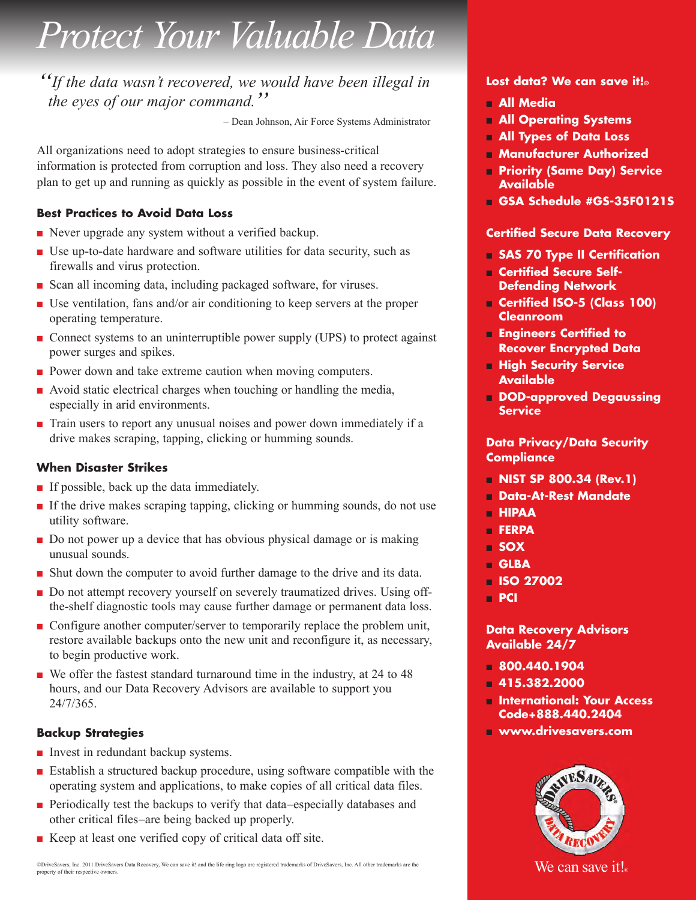# Protect Your Valuable Data

*"If the data wasn't recovered, we would have been illegal in the eyes of our major command."*

– Dean Johnson, Air Force Systems Administrator

All organizations need to adopt strategies to ensure business-critical information is protected from corruption and loss. They also need a recovery plan to get up and running as quickly as possible in the event of system failure.

### Best Practices to Avoid Data Loss

- Never upgrade any system without a verified backup.
- Use up-to-date hardware and software utilities for data security, such as firewalls and virus protection.
- Scan all incoming data, including packaged software, for viruses.
- Use ventilation, fans and/or air conditioning to keep servers at the proper operating temperature.
- Connect systems to an uninterruptible power supply (UPS) to protect against power surges and spikes.
- Power down and take extreme caution when moving computers.
- Avoid static electrical charges when touching or handling the media, especially in arid environments.
- Train users to report any unusual noises and power down immediately if a drive makes scraping, tapping, clicking or humming sounds.

### When Disaster Strikes

- If possible, back up the data immediately.
- If the drive makes scraping tapping, clicking or humming sounds, do not use utility software.
- Do not power up a device that has obvious physical damage or is making unusual sounds.
- Shut down the computer to avoid further damage to the drive and its data.
- Do not attempt recovery yourself on severely traumatized drives. Using off-the-shelf diagnostic tools may cause further damage or permanent data loss.
- Configure another computer/server to temporarily replace the problem unit, restore available backups onto the new unit and reconfigure it, as necessary, to begin productive work.
- We offer the fastest standard turnaround time in the industry, at 24 to 48 hours, and our Data Recovery Advisors are available to support you 24/7/365.

### Backup Strategies

- Invest in redundant backup systems.
- Establish a structured backup procedure, using software compatible with the operating system and applications, to make copies of all critical data files.
- Periodically test the backups to verify that data–especially databases and other critical files–are being backed up properly.
- Keep at least one verified copy of critical data off site.

©DriveSavers, Inc. 2011 DriveSavers Data Recovery, We can save it! and the life ring logo are registered trademarks of DriveSavers, Inc. All other trademarks are the property of their respective owners.

### Lost data? We can save it!®

- **All Media**
- **All Operating Systems**
- **All Types of Data Loss**
- **Manufacturer Authorized**
- **Priority (Same Day) Service Available**
- **GSA Schedule #GS-35F0121S**

### Certified Secure Data Recovery

- **SAS 70 Type II Certification**
- **Certified Secure Self-Defending Network**
- **Certified ISO-5 (Class 100) Cleanroom**
- **Engineers Certified to Recover Encrypted Data**
- **High Security Service Available**
- **DOD-approved Degaussing Service**

### Data Privacy/Data Security Compliance

- **NIST SP 800.34 (Rev.1)**
- **Data-At-Rest Mandate**
- **HIPAA**
- **FERPA**
- **SOX**
- **GLBA**
- **ISO 27002**
- **PCI**

### Data Recovery Advisors Available 24/7

- **800.440.1904**
- **415.382.2000**
- **International: Your Access Code+888.440.2404**
- **www.drivesavers.com**

DriveSavers Data Recovery

We can save it!®